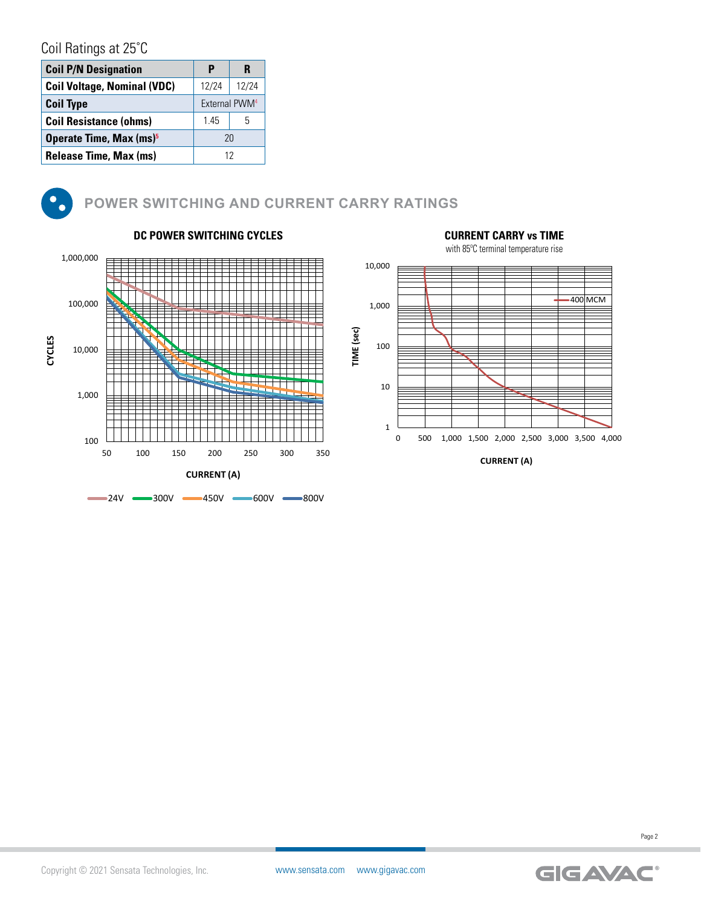## Coil Ratings at 25˚C

| Coil P/N Designation | P | R |
|---|---|---|
| Coil Voltage, Nominal (VDC) | 12/24 | 12/24 |
| Coil Type | External PWM[4] | |
| Coil Resistance (ohms) | 1.45 | 5 |
| Operate Time, Max (ms)[5] | 20 | |
| Release Time, Max (ms) | 12 | |

## POWER SWITCHING AND CURRENT CARRY RATINGS

### DC POWER SWITCHING CYCLES

CYCLES (100 – 1,000,000) vs CURRENT (A) (50 – 350)

24V, 300V, 450V, 600V, 800V

### CURRENT CARRY vs TIME

with 85ºC terminal temperature rise

TIME (sec) (1 – 10,000) vs CURRENT (A) (0 – 4,000)

400 MCM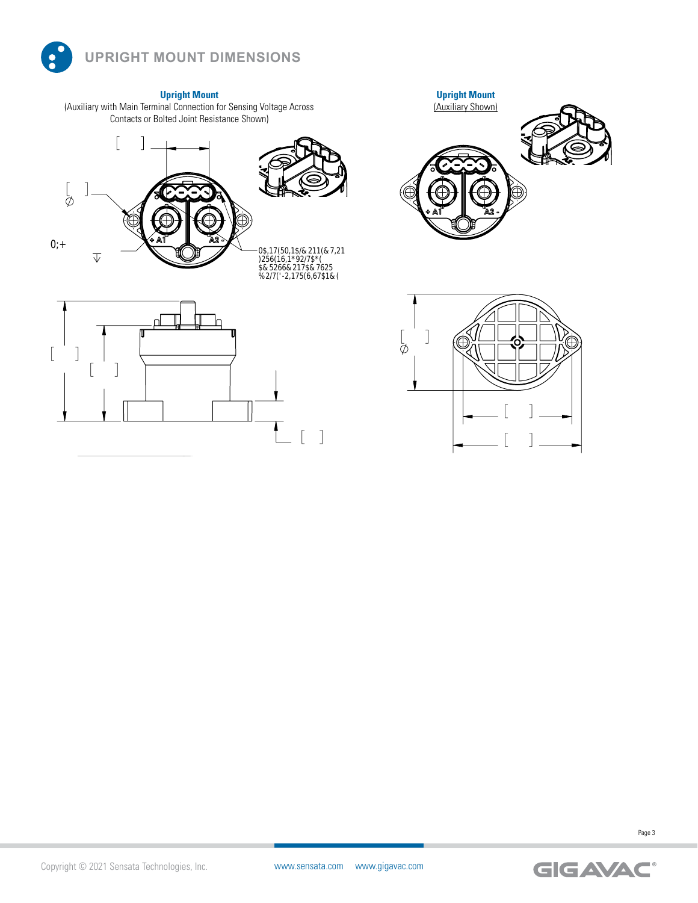## UPRIGHT MOUNT DIMENSIONS

**Upright Mount**
(Auxiliary with Main Terminal Connection for Sensing Voltage Across Contacts or Bolted Joint Resistance Shown)

[ ]

[ ]
∅

0;+

0$,17(50,1$/&211(&7,21
)256(16,1*92/7$*(
$&5266&217$&7625
%2/7('-2,175(6,67$1&(

[ ]

[ ]

[ ]

**Upright Mount**
(Auxiliary Shown)

[ ]
∅

[ ]

[ ]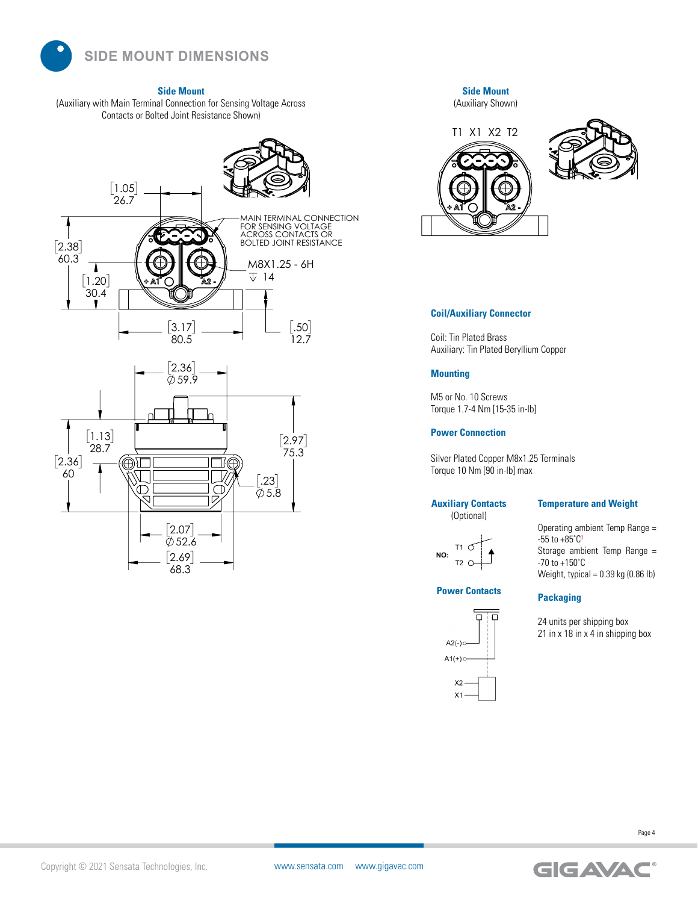## SIDE MOUNT DIMENSIONS

**Side Mount**
(Auxiliary with Main Terminal Connection for Sensing Voltage Across Contacts or Bolted Joint Resistance Shown)

MAIN TERMINAL CONNECTION FOR SENSING VOLTAGE ACROSS CONTACTS OR BOLTED JOINT RESISTANCE

M8X1.25 - 6H
↧ 14

[1.05] 26.7
[2.38] 60.3
[1.20] 30.4
[3.17] 80.5
[.50] 12.7
[2.36] ∅59.9
[1.13] 28.7
[2.36] 60
[2.97] 75.3
[.23] ∅5.8
[2.07] ∅52.6
[2.69] 68.3

**Side Mount**
(Auxiliary Shown)

T1 X1 X2 T2

### Coil/Auxiliary Connector

Coil: Tin Plated Brass
Auxiliary: Tin Plated Beryllium Copper

### Mounting

M5 or No. 10 Screws
Torque 1.7-4 Nm [15-35 in-lb]

### Power Connection

Silver Plated Copper M8x1.25 Terminals
Torque 10 Nm [90 in-lb] max

### Auxiliary Contacts

(Optional)

NO: T1, T2

### Power Contacts

A2(-), A1(+), X2, X1

### Temperature and Weight

Operating ambient Temp Range = -55 to +85°C[3]
Storage ambient Temp Range = -70 to +150°C
Weight, typical = 0.39 kg (0.86 lb)

### Packaging

24 units per shipping box
21 in x 18 in x 4 in shipping box

Copyright © 2021 Sensata Technologies, Inc. www.sensata.com www.gigavac.com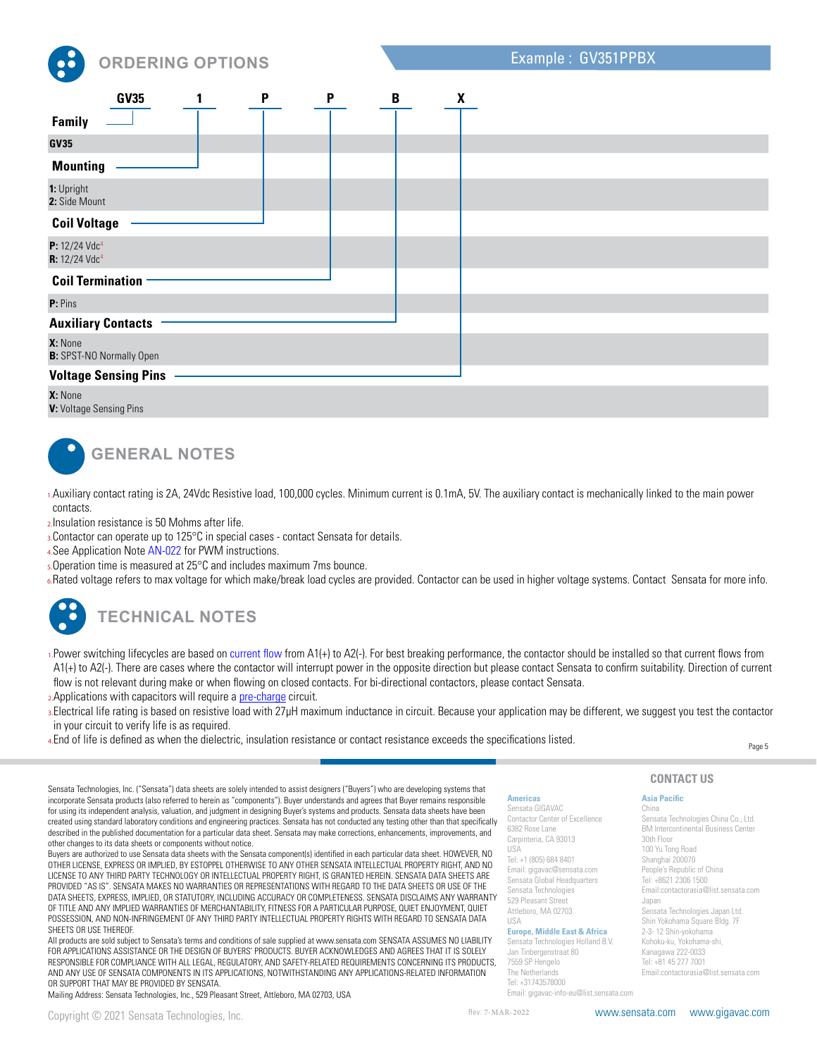## ORDERING OPTIONS

Example : GV351PPBX

| GV35 | 1 | P | P | B | X |
|---|---|---|---|---|---|

**Family**

**GV35**

**Mounting**

**1:** Upright
**2:** Side Mount

**Coil Voltage**

**P:** 12/24 Vdc[4]
**R:** 12/24 Vdc[4]

**Coil Termination**

**P:** Pins

**Auxiliary Contacts**

**X:** None
**B:** SPST-NO Normally Open

**Voltage Sensing Pins**

**X:** None
**V:** Voltage Sensing Pins

## GENERAL NOTES

1. Auxiliary contact rating is 2A, 24Vdc Resistive load, 100,000 cycles. Minimum current is 0.1mA, 5V. The auxiliary contact is mechanically linked to the main power contacts.
2. Insulation resistance is 50 Mohms after life.
3. Contactor can operate up to 125°C in special cases - contact Sensata for details.
4. See Application Note AN-022 for PWM instructions.
5. Operation time is measured at 25°C and includes maximum 7ms bounce.
6. Rated voltage refers to max voltage for which make/break load cycles are provided. Contactor can be used in higher voltage systems. Contact Sensata for more info.

## TECHNICAL NOTES

1. Power switching lifecycles are based on current flow from A1(+) to A2(-). For best breaking performance, the contactor should be installed so that current flows from A1(+) to A2(-). There are cases where the contactor will interrupt power in the opposite direction but please contact Sensata to confirm suitability. Direction of current flow is not relevant during make or when flowing on closed contacts. For bi-directional contactors, please contact Sensata.
2. Applications with capacitors will require a pre-charge circuit.
3. Electrical life rating is based on resistive load with 27μH maximum inductance in circuit. Because your application may be different, we suggest you test the contactor in your circuit to verify life is as required.
4. End of life is defined as when the dielectric, insulation resistance or contact resistance exceeds the specifications listed.

Sensata Technologies, Inc. ("Sensata") data sheets are solely intended to assist designers ("Buyers") who are developing systems that incorporate Sensata products (also referred to herein as "components"). Buyer understands and agrees that Buyer remains responsible for using its independent analysis, valuation, and judgment in designing Buyer's systems and products. Sensata data sheets have been created using standard laboratory conditions and engineering practices. Sensata has not conducted any testing other than that specifically described in the published documentation for a particular data sheet. Sensata may make corrections, enhancements, improvements, and other changes to its data sheets or components without notice.

Buyers are authorized to use Sensata data sheets with the Sensata component(s) identified in each particular data sheet. HOWEVER, NO OTHER LICENSE, EXPRESS OR IMPLIED, BY ESTOPPEL OTHERWISE TO ANY OTHER SENSATA INTELLECTUAL PROPERTY RIGHT, AND NO LICENSE TO ANY THIRD PARTY TECHNOLOGY OR INTELLECTUAL PROPERTY RIGHT, IS GRANTED HEREIN. SENSATA DATA SHEETS ARE PROVIDED "AS IS". SENSATA MAKES NO WARRANTIES OR REPRESENTATIONS WITH REGARD TO THE DATA SHEETS OR USE OF THE DATA SHEETS, EXPRESS, IMPLIED, OR STATUTORY, INCLUDING ACCURACY OR COMPLETENESS. SENSATA DISCLAIMS ANY WARRANTY OF TITLE AND ANY IMPLIED WARRANTIES OF MERCHANTABILITY, FITNESS FOR A PARTICULAR PURPOSE, QUIET ENJOYMENT, QUIET POSSESSION, AND NON-INFRINGEMENT OF ANY THIRD PARTY INTELLECTUAL PROPERTY RIGHTS WITH REGARD TO SENSATA DATA SHEETS OR USE THEREOF.

All products are sold subject to Sensata's terms and conditions of sale supplied at www.sensata.com SENSATA ASSUMES NO LIABILITY FOR APPLICATIONS ASSISTANCE OR THE DESIGN OF BUYERS' PRODUCTS. BUYER ACKNOWLEDGES AND AGREES THAT IT IS SOLELY RESPONSIBLE FOR COMPLIANCE WITH ALL LEGAL, REGULATORY, AND SAFETY-RELATED REQUIREMENTS CONCERNING ITS PRODUCTS, AND ANY USE OF SENSATA COMPONENTS IN ITS APPLICATIONS, NOTWITHSTANDING ANY APPLICATIONS-RELATED INFORMATION OR SUPPORT THAT MAY BE PROVIDED BY SENSATA.

Mailing Address: Sensata Technologies, Inc., 529 Pleasant Street, Attleboro, MA 02703, USA

### CONTACT US

**Americas**
Sensata GIGAVAC
Contactor Center of Excellence
6382 Rose Lane
Carpinteria, CA 93013
USA
Tel: +1 (805) 684 8401
Email: gigavac@sensata.com
Sensata Global Headquarters
Sensata Technologies
529 Pleasant Street
Attleboro, MA 02703
USA

**Europe, Middle East & Africa**
Sensata Technologies Holland B.V.
Jan Tinbergenstraat 80
7559 SP Hengelo
The Netherlands
Tel: +31743578000
Email: gigavac-info-eu@list.sensata.com

**Asia Pacific**
China
Sensata Technologies China Co., Ltd.
BM Intercontinental Business Center
30th Floor
100 Yu Tong Road
Shanghai 200070
People's Republic of China
Tel: +8621 2306 1500
Email:contactorasia@list.sensata.com
Japan
Sensata Technologies Japan Ltd.
Shin Yokohama Square Bldg. 7F
2-3- 12 Shin-yokohama
Kohoku-ku, Yokohama-shi,
Kanagawa 222-0033
Tel: +81 45 277 7001
Email:contactorasia@list.sensata.com

Copyright © 2021 Sensata Technologies, Inc. Rev: 7-MAR-2022 www.sensata.com www.gigavac.com